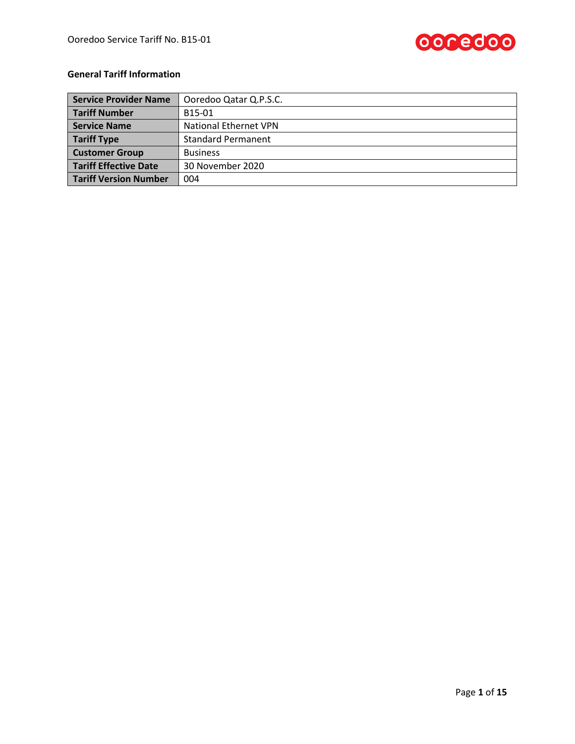**General Tariff Information**

| Service Provider Name | Ooredoo Qatar Q.P.S.C. |
|---|---|
| Tariff Number | B15-01 |
| Service Name | National Ethernet VPN |
| Tariff Type | Standard Permanent |
| Customer Group | Business |
| Tariff Effective Date | 30 November 2020 |
| Tariff Version Number | 004 |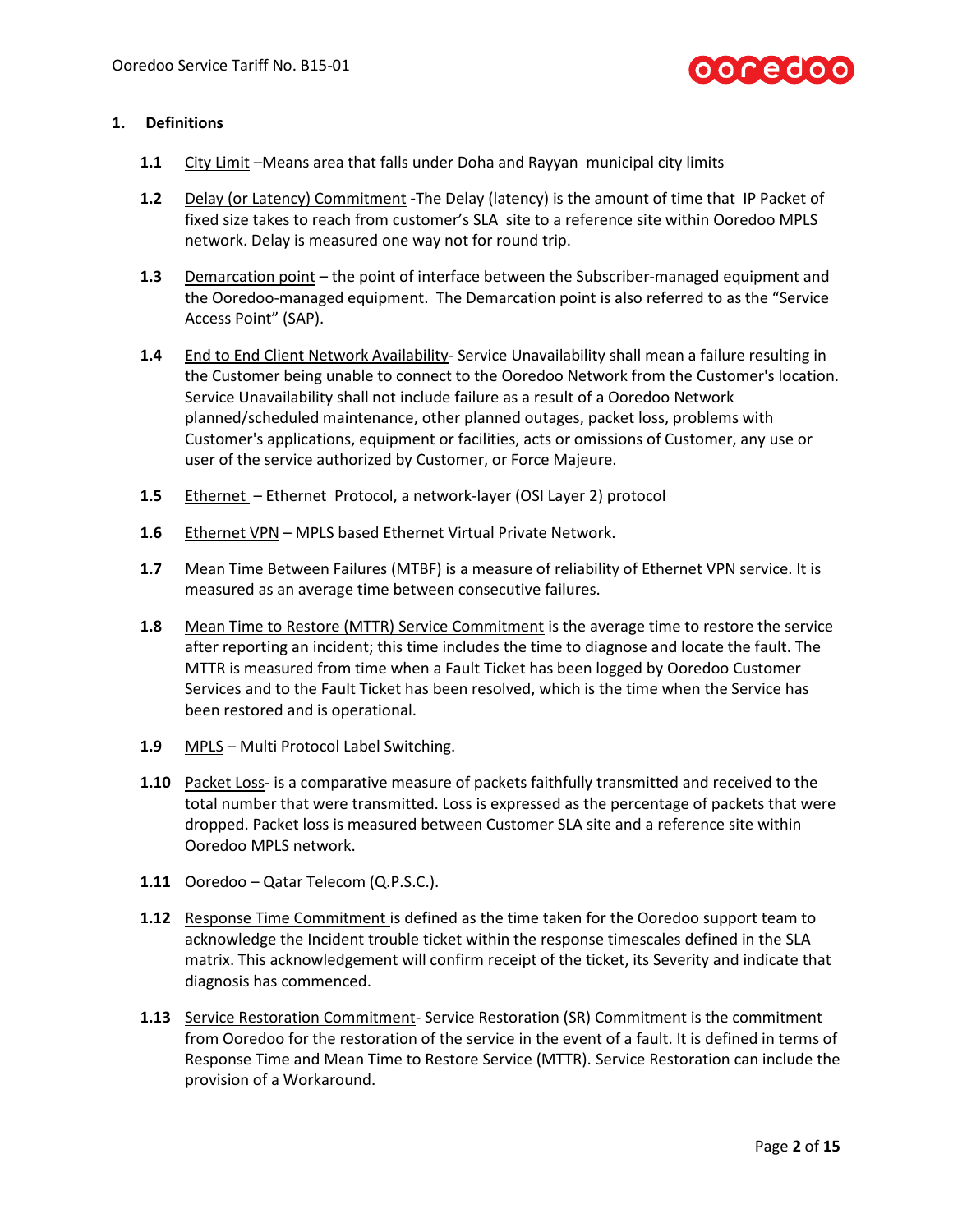## 1. Definitions

**1.1** City Limit –Means area that falls under Doha and Rayyan municipal city limits

**1.2** Delay (or Latency) Commitment **-**The Delay (latency) is the amount of time that IP Packet of fixed size takes to reach from customer's SLA site to a reference site within Ooredoo MPLS network. Delay is measured one way not for round trip.

**1.3** Demarcation point – the point of interface between the Subscriber-managed equipment and the Ooredoo-managed equipment. The Demarcation point is also referred to as the "Service Access Point" (SAP).

**1.4** End to End Client Network Availability- Service Unavailability shall mean a failure resulting in the Customer being unable to connect to the Ooredoo Network from the Customer's location. Service Unavailability shall not include failure as a result of a Ooredoo Network planned/scheduled maintenance, other planned outages, packet loss, problems with Customer's applications, equipment or facilities, acts or omissions of Customer, any use or user of the service authorized by Customer, or Force Majeure.

**1.5** Ethernet – Ethernet Protocol, a network-layer (OSI Layer 2) protocol

**1.6** Ethernet VPN – MPLS based Ethernet Virtual Private Network.

**1.7** Mean Time Between Failures (MTBF) is a measure of reliability of Ethernet VPN service. It is measured as an average time between consecutive failures.

**1.8** Mean Time to Restore (MTTR) Service Commitment is the average time to restore the service after reporting an incident; this time includes the time to diagnose and locate the fault. The MTTR is measured from time when a Fault Ticket has been logged by Ooredoo Customer Services and to the Fault Ticket has been resolved, which is the time when the Service has been restored and is operational.

**1.9** MPLS – Multi Protocol Label Switching.

**1.10** Packet Loss- is a comparative measure of packets faithfully transmitted and received to the total number that were transmitted. Loss is expressed as the percentage of packets that were dropped. Packet loss is measured between Customer SLA site and a reference site within Ooredoo MPLS network.

**1.11** Ooredoo – Qatar Telecom (Q.P.S.C.).

**1.12** Response Time Commitment is defined as the time taken for the Ooredoo support team to acknowledge the Incident trouble ticket within the response timescales defined in the SLA matrix. This acknowledgement will confirm receipt of the ticket, its Severity and indicate that diagnosis has commenced.

**1.13** Service Restoration Commitment- Service Restoration (SR) Commitment is the commitment from Ooredoo for the restoration of the service in the event of a fault. It is defined in terms of Response Time and Mean Time to Restore Service (MTTR). Service Restoration can include the provision of a Workaround.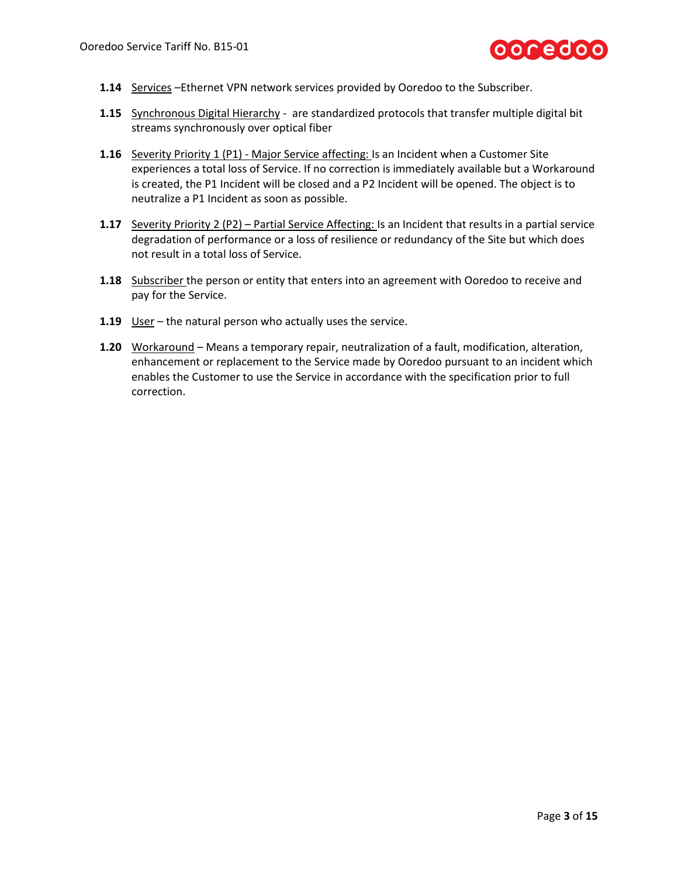**1.14** Services –Ethernet VPN network services provided by Ooredoo to the Subscriber.

**1.15** Synchronous Digital Hierarchy - are standardized protocols that transfer multiple digital bit streams synchronously over optical fiber

**1.16** Severity Priority 1 (P1) - Major Service affecting: Is an Incident when a Customer Site experiences a total loss of Service. If no correction is immediately available but a Workaround is created, the P1 Incident will be closed and a P2 Incident will be opened. The object is to neutralize a P1 Incident as soon as possible.

**1.17** Severity Priority 2 (P2) – Partial Service Affecting: Is an Incident that results in a partial service degradation of performance or a loss of resilience or redundancy of the Site but which does not result in a total loss of Service.

**1.18** Subscriber the person or entity that enters into an agreement with Ooredoo to receive and pay for the Service.

**1.19** User – the natural person who actually uses the service.

**1.20** Workaround – Means a temporary repair, neutralization of a fault, modification, alteration, enhancement or replacement to the Service made by Ooredoo pursuant to an incident which enables the Customer to use the Service in accordance with the specification prior to full correction.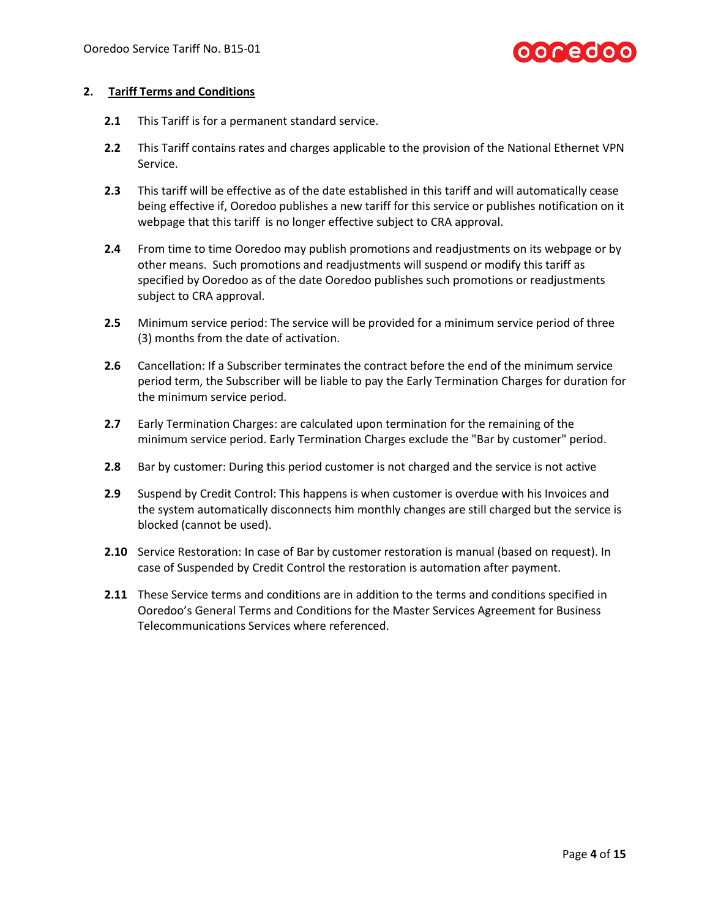## 2. Tariff Terms and Conditions

**2.1** This Tariff is for a permanent standard service.

**2.2** This Tariff contains rates and charges applicable to the provision of the National Ethernet VPN Service.

**2.3** This tariff will be effective as of the date established in this tariff and will automatically cease being effective if, Ooredoo publishes a new tariff for this service or publishes notification on it webpage that this tariff is no longer effective subject to CRA approval.

**2.4** From time to time Ooredoo may publish promotions and readjustments on its webpage or by other means. Such promotions and readjustments will suspend or modify this tariff as specified by Ooredoo as of the date Ooredoo publishes such promotions or readjustments subject to CRA approval.

**2.5** Minimum service period: The service will be provided for a minimum service period of three (3) months from the date of activation.

**2.6** Cancellation: If a Subscriber terminates the contract before the end of the minimum service period term, the Subscriber will be liable to pay the Early Termination Charges for duration for the minimum service period.

**2.7** Early Termination Charges: are calculated upon termination for the remaining of the minimum service period. Early Termination Charges exclude the "Bar by customer" period.

**2.8** Bar by customer: During this period customer is not charged and the service is not active

**2.9** Suspend by Credit Control: This happens is when customer is overdue with his Invoices and the system automatically disconnects him monthly changes are still charged but the service is blocked (cannot be used).

**2.10** Service Restoration: In case of Bar by customer restoration is manual (based on request). In case of Suspended by Credit Control the restoration is automation after payment.

**2.11** These Service terms and conditions are in addition to the terms and conditions specified in Ooredoo's General Terms and Conditions for the Master Services Agreement for Business Telecommunications Services where referenced.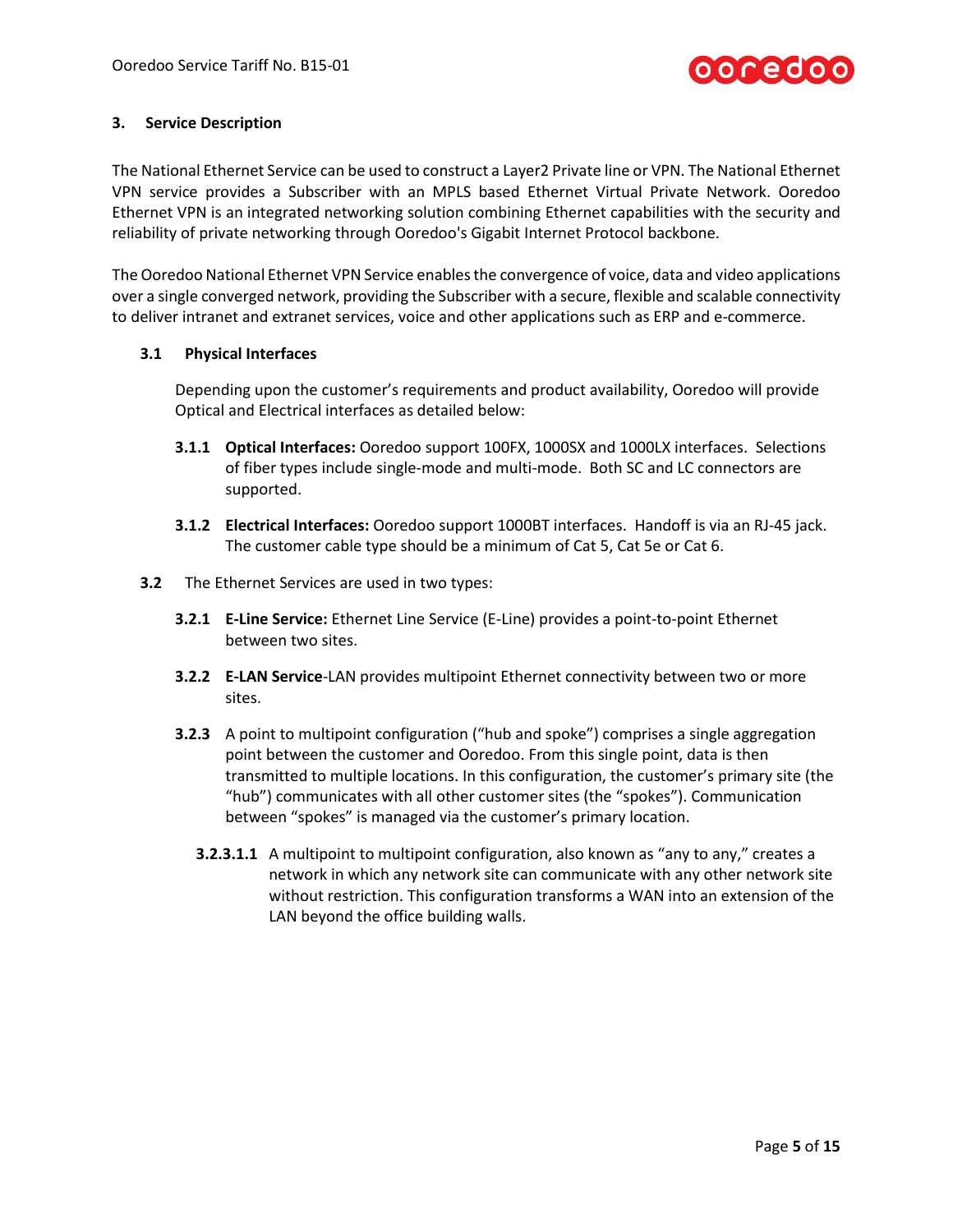## 3. Service Description

The National Ethernet Service can be used to construct a Layer2 Private line or VPN. The National Ethernet VPN service provides a Subscriber with an MPLS based Ethernet Virtual Private Network. Ooredoo Ethernet VPN is an integrated networking solution combining Ethernet capabilities with the security and reliability of private networking through Ooredoo's Gigabit Internet Protocol backbone.

The Ooredoo National Ethernet VPN Service enables the convergence of voice, data and video applications over a single converged network, providing the Subscriber with a secure, flexible and scalable connectivity to deliver intranet and extranet services, voice and other applications such as ERP and e-commerce.

### 3.1 Physical Interfaces

Depending upon the customer's requirements and product availability, Ooredoo will provide Optical and Electrical interfaces as detailed below:

**3.1.1 Optical Interfaces:** Ooredoo support 100FX, 1000SX and 1000LX interfaces. Selections of fiber types include single-mode and multi-mode. Both SC and LC connectors are supported.

**3.1.2 Electrical Interfaces:** Ooredoo support 1000BT interfaces. Handoff is via an RJ-45 jack. The customer cable type should be a minimum of Cat 5, Cat 5e or Cat 6.

**3.2** The Ethernet Services are used in two types:

**3.2.1 E-Line Service:** Ethernet Line Service (E-Line) provides a point-to-point Ethernet between two sites.

**3.2.2 E-LAN Service**-LAN provides multipoint Ethernet connectivity between two or more sites.

**3.2.3** A point to multipoint configuration ("hub and spoke") comprises a single aggregation point between the customer and Ooredoo. From this single point, data is then transmitted to multiple locations. In this configuration, the customer's primary site (the "hub") communicates with all other customer sites (the "spokes"). Communication between "spokes" is managed via the customer's primary location.

**3.2.3.1.1** A multipoint to multipoint configuration, also known as "any to any," creates a network in which any network site can communicate with any other network site without restriction. This configuration transforms a WAN into an extension of the LAN beyond the office building walls.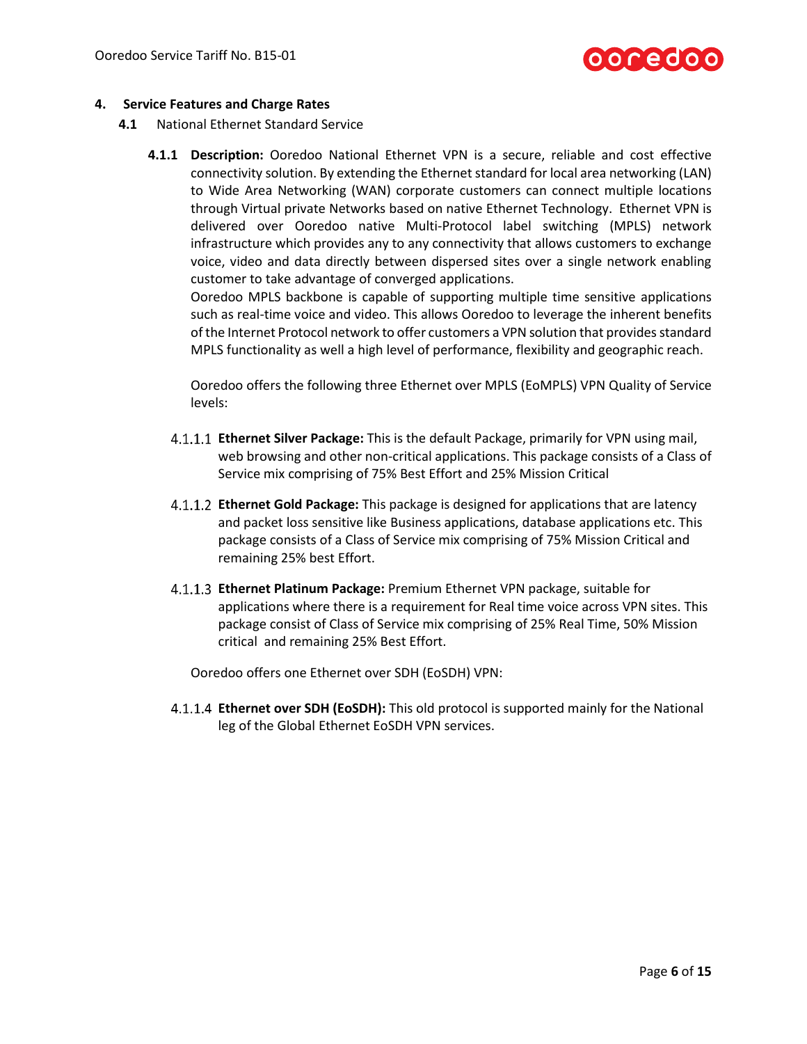## 4. Service Features and Charge Rates

### 4.1 National Ethernet Standard Service

**4.1.1 Description:** Ooredoo National Ethernet VPN is a secure, reliable and cost effective connectivity solution. By extending the Ethernet standard for local area networking (LAN) to Wide Area Networking (WAN) corporate customers can connect multiple locations through Virtual private Networks based on native Ethernet Technology. Ethernet VPN is delivered over Ooredoo native Multi-Protocol label switching (MPLS) network infrastructure which provides any to any connectivity that allows customers to exchange voice, video and data directly between dispersed sites over a single network enabling customer to take advantage of converged applications.

Ooredoo MPLS backbone is capable of supporting multiple time sensitive applications such as real-time voice and video. This allows Ooredoo to leverage the inherent benefits of the Internet Protocol network to offer customers a VPN solution that provides standard MPLS functionality as well a high level of performance, flexibility and geographic reach.

Ooredoo offers the following three Ethernet over MPLS (EoMPLS) VPN Quality of Service levels:

4.1.1.1 **Ethernet Silver Package:** This is the default Package, primarily for VPN using mail, web browsing and other non-critical applications. This package consists of a Class of Service mix comprising of 75% Best Effort and 25% Mission Critical

4.1.1.2 **Ethernet Gold Package:** This package is designed for applications that are latency and packet loss sensitive like Business applications, database applications etc. This package consists of a Class of Service mix comprising of 75% Mission Critical and remaining 25% best Effort.

4.1.1.3 **Ethernet Platinum Package:** Premium Ethernet VPN package, suitable for applications where there is a requirement for Real time voice across VPN sites. This package consist of Class of Service mix comprising of 25% Real Time, 50% Mission critical and remaining 25% Best Effort.

Ooredoo offers one Ethernet over SDH (EoSDH) VPN:

4.1.1.4 **Ethernet over SDH (EoSDH):** This old protocol is supported mainly for the National leg of the Global Ethernet EoSDH VPN services.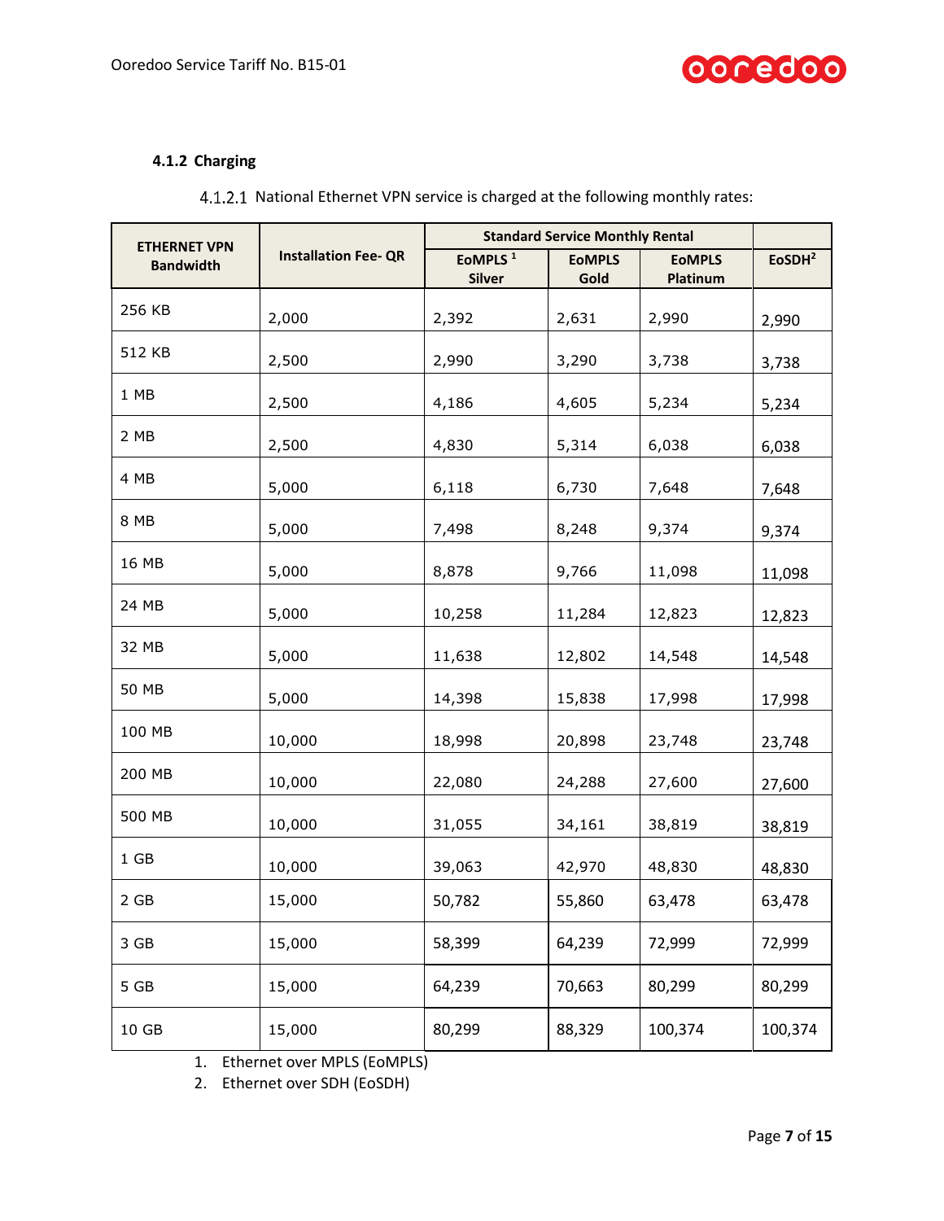#### 4.1.2 Charging

4.1.2.1 National Ethernet VPN service is charged at the following monthly rates:

| ETHERNET VPN Bandwidth | Installation Fee- QR | Standard Service Monthly Rental | | | |
|---|---|---|---|---|---|
| | | EoMPLS [1] Silver | EoMPLS Gold | EoMPLS Platinum | EoSDH[2] |
| 256 KB | 2,000 | 2,392 | 2,631 | 2,990 | 2,990 |
| 512 KB | 2,500 | 2,990 | 3,290 | 3,738 | 3,738 |
| 1 MB | 2,500 | 4,186 | 4,605 | 5,234 | 5,234 |
| 2 MB | 2,500 | 4,830 | 5,314 | 6,038 | 6,038 |
| 4 MB | 5,000 | 6,118 | 6,730 | 7,648 | 7,648 |
| 8 MB | 5,000 | 7,498 | 8,248 | 9,374 | 9,374 |
| 16 MB | 5,000 | 8,878 | 9,766 | 11,098 | 11,098 |
| 24 MB | 5,000 | 10,258 | 11,284 | 12,823 | 12,823 |
| 32 MB | 5,000 | 11,638 | 12,802 | 14,548 | 14,548 |
| 50 MB | 5,000 | 14,398 | 15,838 | 17,998 | 17,998 |
| 100 MB | 10,000 | 18,998 | 20,898 | 23,748 | 23,748 |
| 200 MB | 10,000 | 22,080 | 24,288 | 27,600 | 27,600 |
| 500 MB | 10,000 | 31,055 | 34,161 | 38,819 | 38,819 |
| 1 GB | 10,000 | 39,063 | 42,970 | 48,830 | 48,830 |
| 2 GB | 15,000 | 50,782 | 55,860 | 63,478 | 63,478 |
| 3 GB | 15,000 | 58,399 | 64,239 | 72,999 | 72,999 |
| 5 GB | 15,000 | 64,239 | 70,663 | 80,299 | 80,299 |
| 10 GB | 15,000 | 80,299 | 88,329 | 100,374 | 100,374 |

1. Ethernet over MPLS (EoMPLS)
2. Ethernet over SDH (EoSDH)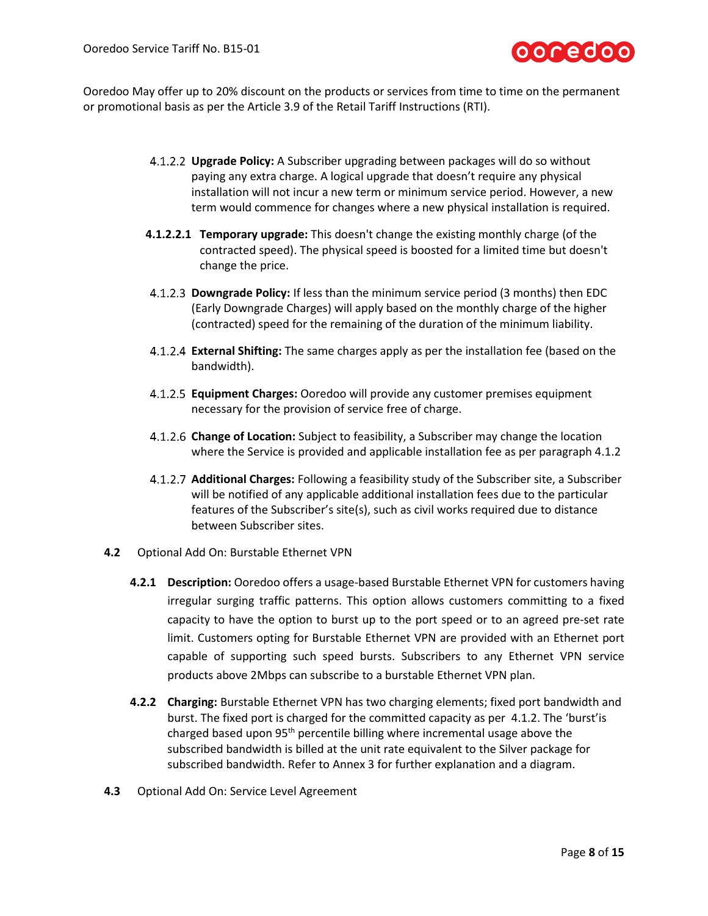Ooredoo May offer up to 20% discount on the products or services from time to time on the permanent or promotional basis as per the Article 3.9 of the Retail Tariff Instructions (RTI).

4.1.2.2 **Upgrade Policy:** A Subscriber upgrading between packages will do so without paying any extra charge. A logical upgrade that doesn't require any physical installation will not incur a new term or minimum service period. However, a new term would commence for changes where a new physical installation is required.

**4.1.2.2.1 Temporary upgrade:** This doesn't change the existing monthly charge (of the contracted speed). The physical speed is boosted for a limited time but doesn't change the price.

4.1.2.3 **Downgrade Policy:** If less than the minimum service period (3 months) then EDC (Early Downgrade Charges) will apply based on the monthly charge of the higher (contracted) speed for the remaining of the duration of the minimum liability.

4.1.2.4 **External Shifting:** The same charges apply as per the installation fee (based on the bandwidth).

4.1.2.5 **Equipment Charges:** Ooredoo will provide any customer premises equipment necessary for the provision of service free of charge.

4.1.2.6 **Change of Location:** Subject to feasibility, a Subscriber may change the location where the Service is provided and applicable installation fee as per paragraph 4.1.2

4.1.2.7 **Additional Charges:** Following a feasibility study of the Subscriber site, a Subscriber will be notified of any applicable additional installation fees due to the particular features of the Subscriber's site(s), such as civil works required due to distance between Subscriber sites.

**4.2** Optional Add On: Burstable Ethernet VPN

**4.2.1 Description:** Ooredoo offers a usage-based Burstable Ethernet VPN for customers having irregular surging traffic patterns. This option allows customers committing to a fixed capacity to have the option to burst up to the port speed or to an agreed pre-set rate limit. Customers opting for Burstable Ethernet VPN are provided with an Ethernet port capable of supporting such speed bursts. Subscribers to any Ethernet VPN service products above 2Mbps can subscribe to a burstable Ethernet VPN plan.

**4.2.2 Charging:** Burstable Ethernet VPN has two charging elements; fixed port bandwidth and burst. The fixed port is charged for the committed capacity as per 4.1.2. The 'burst'is charged based upon 95th percentile billing where incremental usage above the subscribed bandwidth is billed at the unit rate equivalent to the Silver package for subscribed bandwidth. Refer to Annex 3 for further explanation and a diagram.

**4.3** Optional Add On: Service Level Agreement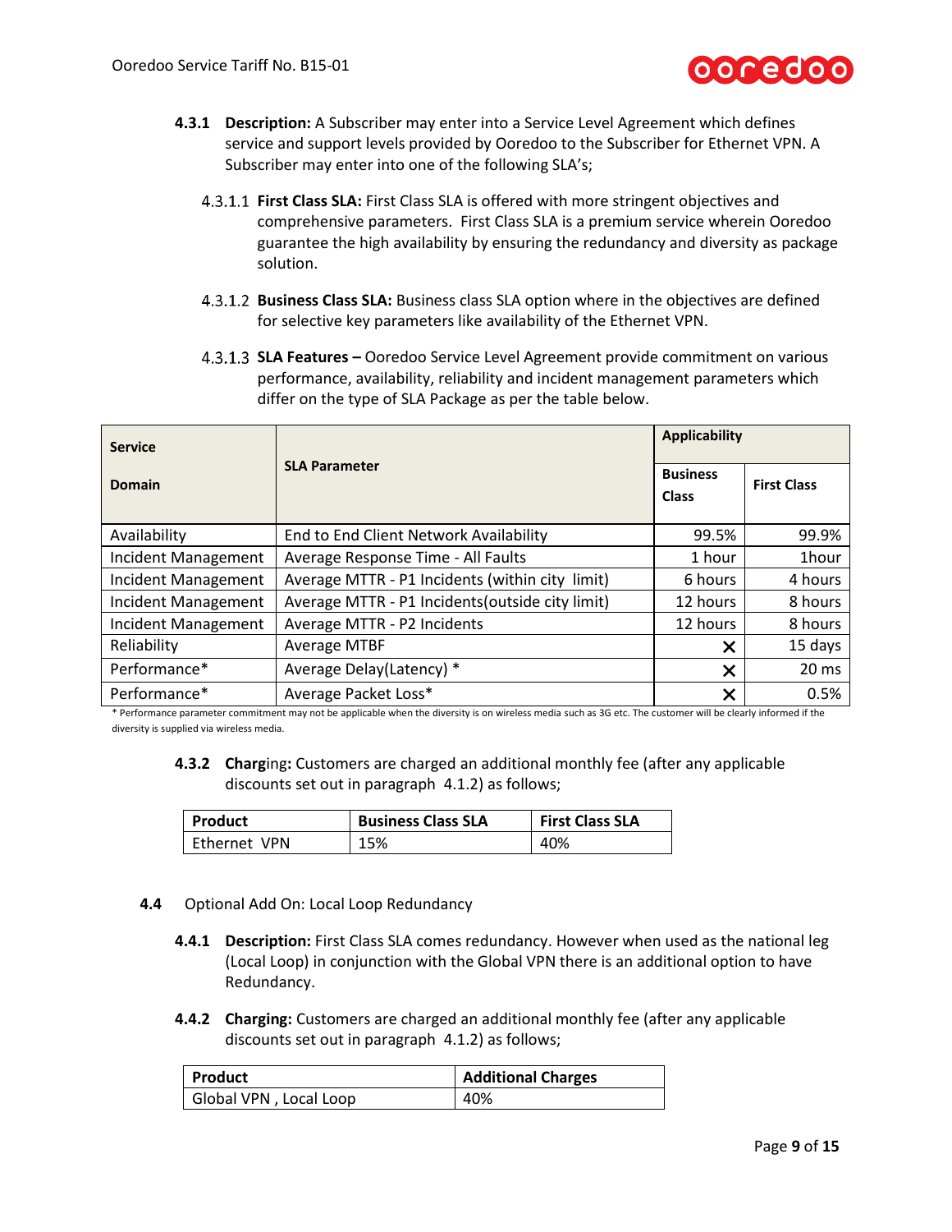**4.3.1 Description:** A Subscriber may enter into a Service Level Agreement which defines service and support levels provided by Ooredoo to the Subscriber for Ethernet VPN. A Subscriber may enter into one of the following SLA's;

4.3.1.1 **First Class SLA:** First Class SLA is offered with more stringent objectives and comprehensive parameters. First Class SLA is a premium service wherein Ooredoo guarantee the high availability by ensuring the redundancy and diversity as package solution.

4.3.1.2 **Business Class SLA:** Business class SLA option where in the objectives are defined for selective key parameters like availability of the Ethernet VPN.

4.3.1.3 **SLA Features –** Ooredoo Service Level Agreement provide commitment on various performance, availability, reliability and incident management parameters which differ on the type of SLA Package as per the table below.

| **Service Domain** | **SLA Parameter** | **Applicability** | |
|---|---|---|---|
| | | **Business Class** | **First Class** |
| Availability | End to End Client Network Availability | 99.5% | 99.9% |
| Incident Management | Average Response Time - All Faults | 1 hour | 1hour |
| Incident Management | Average MTTR - P1 Incidents (within city limit) | 6 hours | 4 hours |
| Incident Management | Average MTTR - P1 Incidents(outside city limit) | 12 hours | 8 hours |
| Incident Management | Average MTTR - P2 Incidents | 12 hours | 8 hours |
| Reliability | Average MTBF | ✕ | 15 days |
| Performance* | Average Delay(Latency) * | ✕ | 20 ms |
| Performance* | Average Packet Loss* | ✕ | 0.5% |

* Performance parameter commitment may not be applicable when the diversity is on wireless media such as 3G etc. The customer will be clearly informed if the diversity is supplied via wireless media.

**4.3.2 Charg**ing**:** Customers are charged an additional monthly fee (after any applicable discounts set out in paragraph 4.1.2) as follows;

| **Product** | **Business Class SLA** | **First Class SLA** |
|---|---|---|
| Ethernet VPN | 15% | 40% |

**4.4** Optional Add On: Local Loop Redundancy

**4.4.1 Description:** First Class SLA comes redundancy. However when used as the national leg (Local Loop) in conjunction with the Global VPN there is an additional option to have Redundancy.

**4.4.2 Charging:** Customers are charged an additional monthly fee (after any applicable discounts set out in paragraph 4.1.2) as follows;

| **Product** | **Additional Charges** |
|---|---|
| Global VPN , Local Loop | 40% |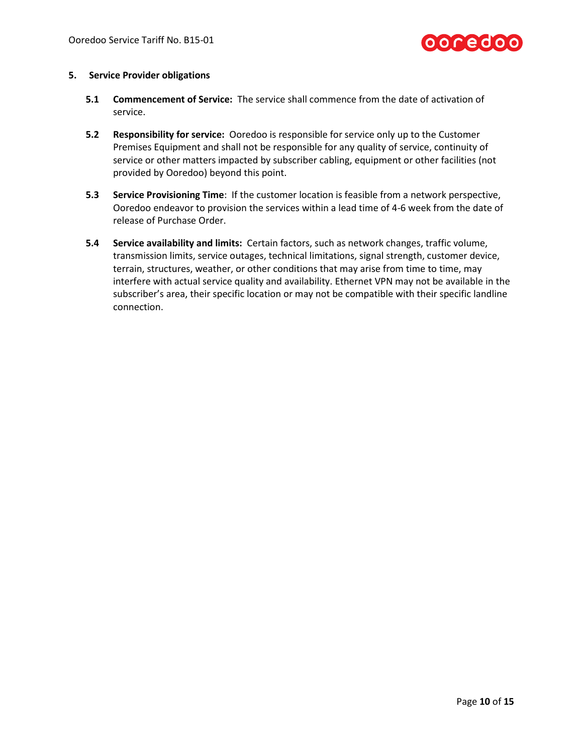## 5. Service Provider obligations

**5.1 Commencement of Service:** The service shall commence from the date of activation of service.

**5.2 Responsibility for service:** Ooredoo is responsible for service only up to the Customer Premises Equipment and shall not be responsible for any quality of service, continuity of service or other matters impacted by subscriber cabling, equipment or other facilities (not provided by Ooredoo) beyond this point.

**5.3 Service Provisioning Time**: If the customer location is feasible from a network perspective, Ooredoo endeavor to provision the services within a lead time of 4-6 week from the date of release of Purchase Order.

**5.4 Service availability and limits:** Certain factors, such as network changes, traffic volume, transmission limits, service outages, technical limitations, signal strength, customer device, terrain, structures, weather, or other conditions that may arise from time to time, may interfere with actual service quality and availability. Ethernet VPN may not be available in the subscriber's area, their specific location or may not be compatible with their specific landline connection.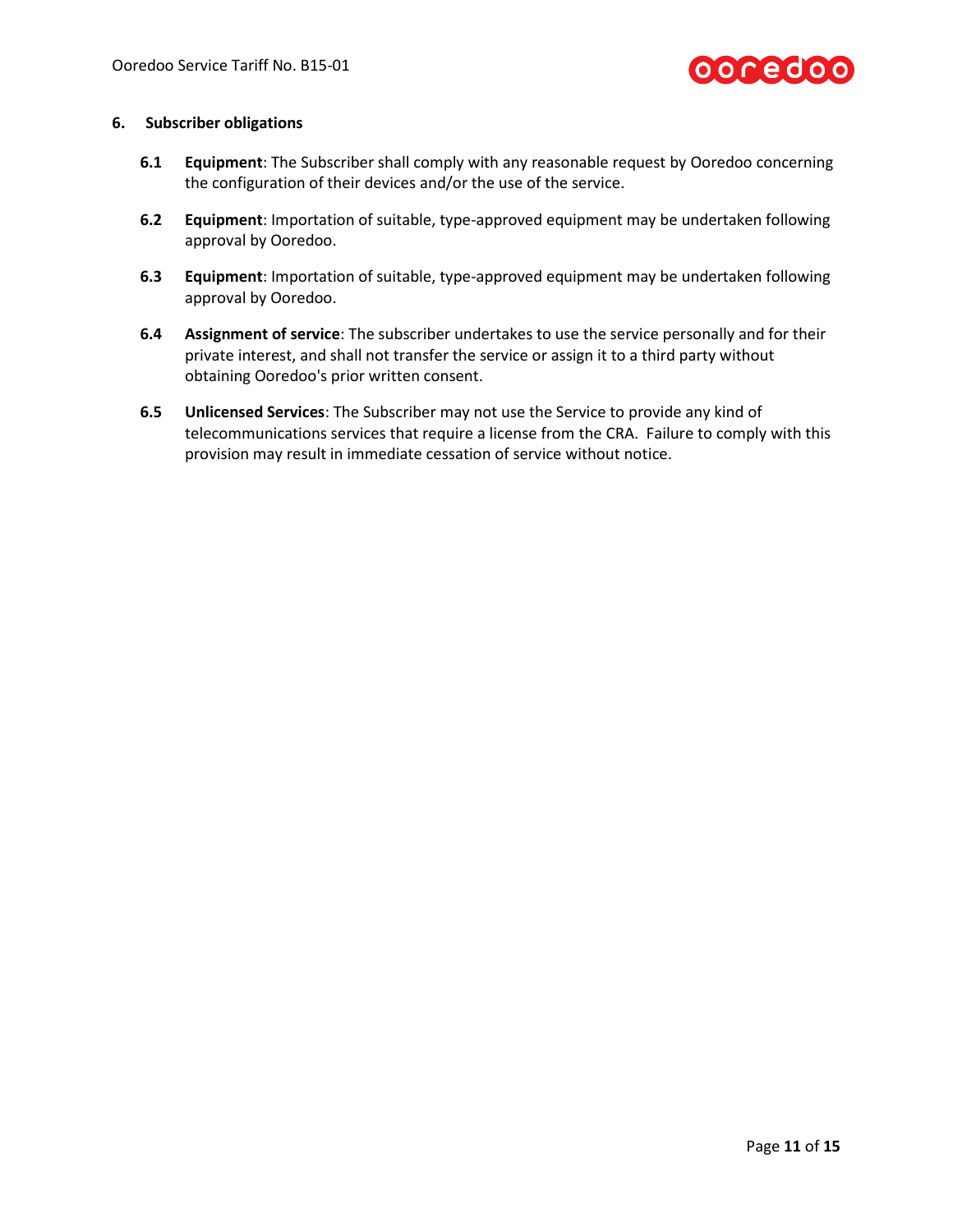## 6. Subscriber obligations

**6.1** **Equipment**: The Subscriber shall comply with any reasonable request by Ooredoo concerning the configuration of their devices and/or the use of the service.

**6.2** **Equipment**: Importation of suitable, type-approved equipment may be undertaken following approval by Ooredoo.

**6.3** **Equipment**: Importation of suitable, type-approved equipment may be undertaken following approval by Ooredoo.

**6.4** **Assignment of service**: The subscriber undertakes to use the service personally and for their private interest, and shall not transfer the service or assign it to a third party without obtaining Ooredoo's prior written consent.

**6.5** **Unlicensed Services**: The Subscriber may not use the Service to provide any kind of telecommunications services that require a license from the CRA. Failure to comply with this provision may result in immediate cessation of service without notice.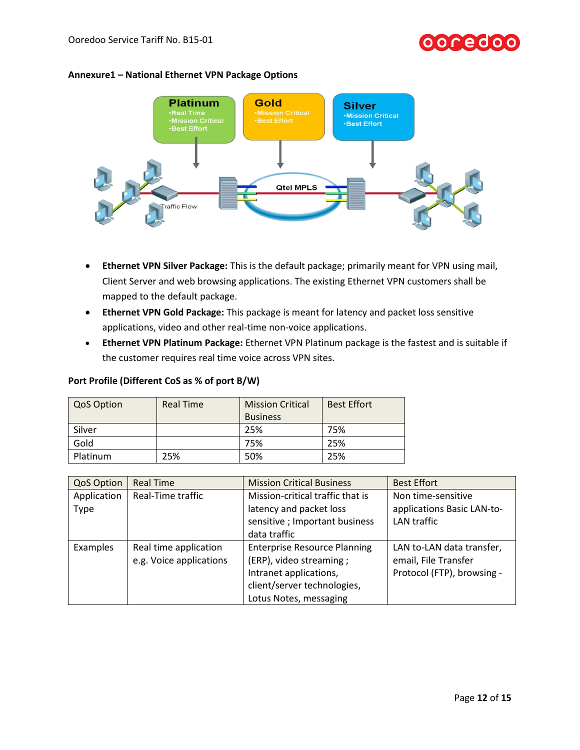**Annexure1 – National Ethernet VPN Package Options**

- **Ethernet VPN Silver Package:** This is the default package; primarily meant for VPN using mail, Client Server and web browsing applications. The existing Ethernet VPN customers shall be mapped to the default package.
- **Ethernet VPN Gold Package:** This package is meant for latency and packet loss sensitive applications, video and other real-time non-voice applications.
- **Ethernet VPN Platinum Package:** Ethernet VPN Platinum package is the fastest and is suitable if the customer requires real time voice across VPN sites.

**Port Profile (Different CoS as % of port B/W)**

| QoS Option | Real Time | Mission Critical Business | Best Effort |
|---|---|---|---|
| Silver | | 25% | 75% |
| Gold | | 75% | 25% |
| Platinum | 25% | 50% | 25% |

| QoS Option | Real Time | Mission Critical Business | Best Effort |
|---|---|---|---|
| Application Type | Real-Time traffic | Mission-critical traffic that is latency and packet loss sensitive ; Important business data traffic | Non time-sensitive applications Basic LAN-to-LAN traffic |
| Examples | Real time application e.g. Voice applications | Enterprise Resource Planning (ERP), video streaming ; Intranet applications, client/server technologies, Lotus Notes, messaging | LAN to-LAN data transfer, email, File Transfer Protocol (FTP), browsing - |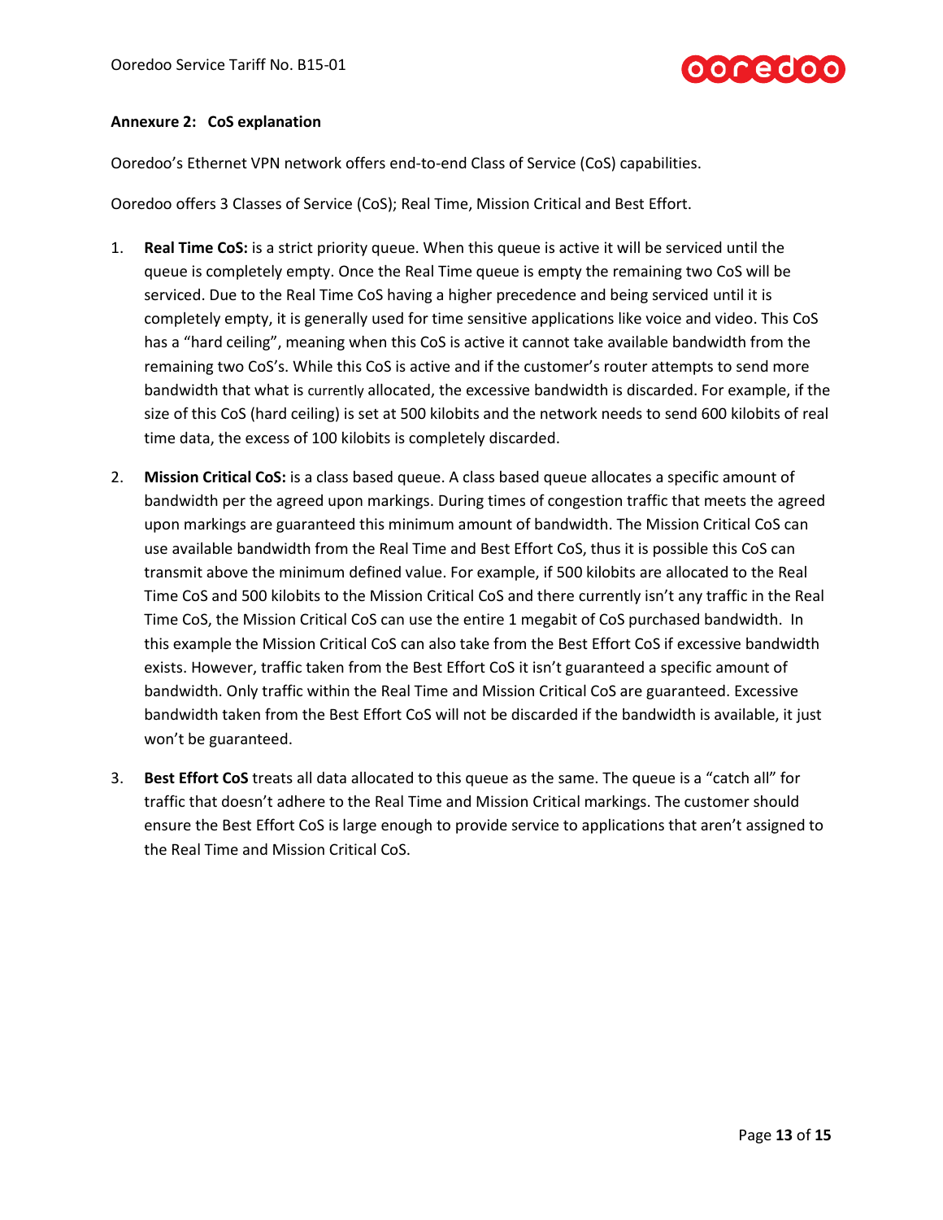**Annexure 2: CoS explanation**

Ooredoo's Ethernet VPN network offers end-to-end Class of Service (CoS) capabilities.

Ooredoo offers 3 Classes of Service (CoS); Real Time, Mission Critical and Best Effort.

1. **Real Time CoS:** is a strict priority queue. When this queue is active it will be serviced until the queue is completely empty. Once the Real Time queue is empty the remaining two CoS will be serviced. Due to the Real Time CoS having a higher precedence and being serviced until it is completely empty, it is generally used for time sensitive applications like voice and video. This CoS has a "hard ceiling", meaning when this CoS is active it cannot take available bandwidth from the remaining two CoS's. While this CoS is active and if the customer's router attempts to send more bandwidth that what is currently allocated, the excessive bandwidth is discarded. For example, if the size of this CoS (hard ceiling) is set at 500 kilobits and the network needs to send 600 kilobits of real time data, the excess of 100 kilobits is completely discarded.

2. **Mission Critical CoS:** is a class based queue. A class based queue allocates a specific amount of bandwidth per the agreed upon markings. During times of congestion traffic that meets the agreed upon markings are guaranteed this minimum amount of bandwidth. The Mission Critical CoS can use available bandwidth from the Real Time and Best Effort CoS, thus it is possible this CoS can transmit above the minimum defined value. For example, if 500 kilobits are allocated to the Real Time CoS and 500 kilobits to the Mission Critical CoS and there currently isn't any traffic in the Real Time CoS, the Mission Critical CoS can use the entire 1 megabit of CoS purchased bandwidth. In this example the Mission Critical CoS can also take from the Best Effort CoS if excessive bandwidth exists. However, traffic taken from the Best Effort CoS it isn't guaranteed a specific amount of bandwidth. Only traffic within the Real Time and Mission Critical CoS are guaranteed. Excessive bandwidth taken from the Best Effort CoS will not be discarded if the bandwidth is available, it just won't be guaranteed.

3. **Best Effort CoS** treats all data allocated to this queue as the same. The queue is a "catch all" for traffic that doesn't adhere to the Real Time and Mission Critical markings. The customer should ensure the Best Effort CoS is large enough to provide service to applications that aren't assigned to the Real Time and Mission Critical CoS.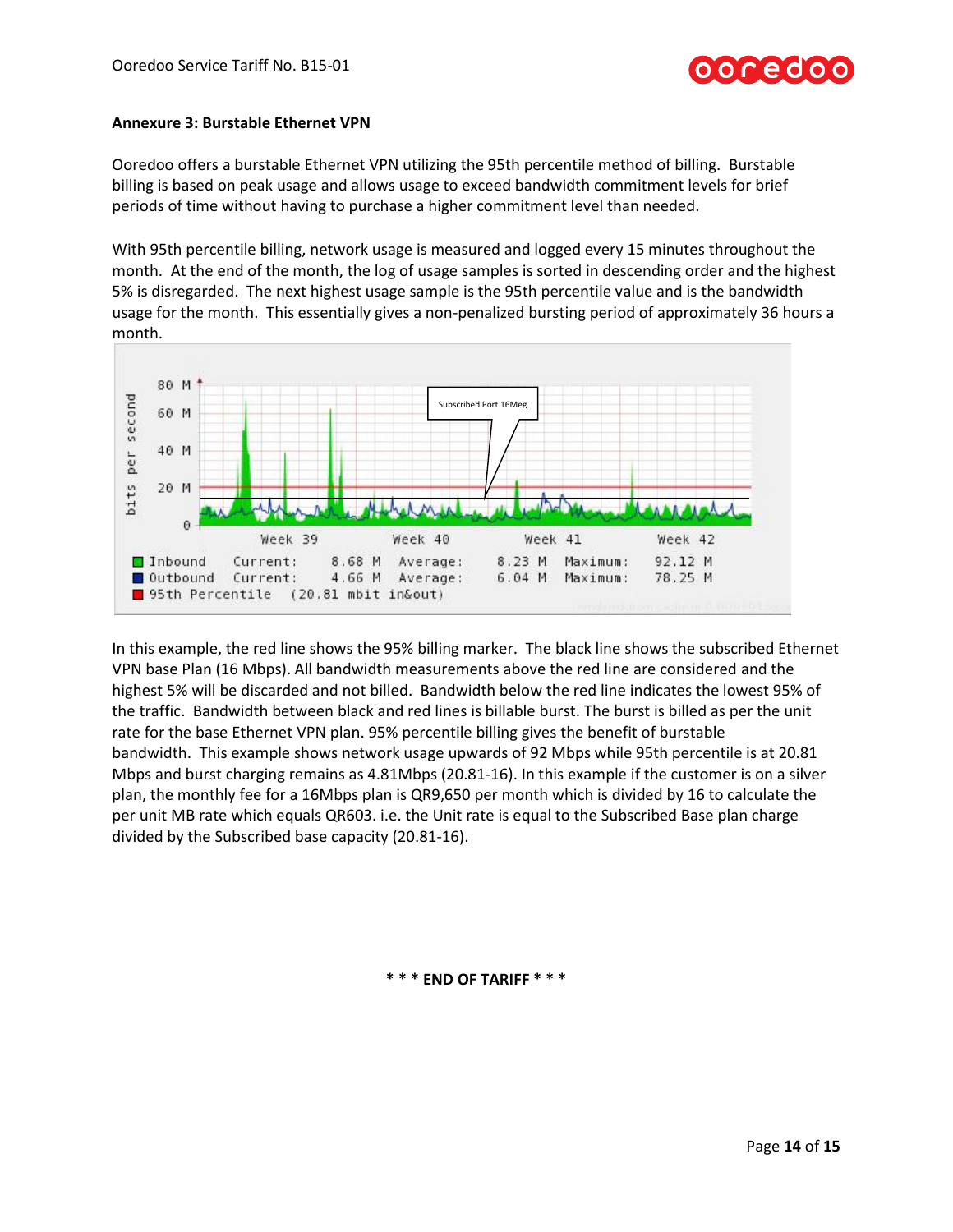**Annexure 3: Burstable Ethernet VPN**

Ooredoo offers a burstable Ethernet VPN utilizing the 95th percentile method of billing. Burstable billing is based on peak usage and allows usage to exceed bandwidth commitment levels for brief periods of time without having to purchase a higher commitment level than needed.

With 95th percentile billing, network usage is measured and logged every 15 minutes throughout the month. At the end of the month, the log of usage samples is sorted in descending order and the highest 5% is disregarded. The next highest usage sample is the 95th percentile value and is the bandwidth usage for the month. This essentially gives a non-penalized bursting period of approximately 36 hours a month.

In this example, the red line shows the 95% billing marker. The black line shows the subscribed Ethernet VPN base Plan (16 Mbps). All bandwidth measurements above the red line are considered and the highest 5% will be discarded and not billed. Bandwidth below the red line indicates the lowest 95% of the traffic. Bandwidth between black and red lines is billable burst. The burst is billed as per the unit rate for the base Ethernet VPN plan. 95% percentile billing gives the benefit of burstable bandwidth. This example shows network usage upwards of 92 Mbps while 95th percentile is at 20.81 Mbps and burst charging remains as 4.81Mbps (20.81-16). In this example if the customer is on a silver plan, the monthly fee for a 16Mbps plan is QR9,650 per month which is divided by 16 to calculate the per unit MB rate which equals QR603. i.e. the Unit rate is equal to the Subscribed Base plan charge divided by the Subscribed base capacity (20.81-16).

**\* \* \* END OF TARIFF \* \* \***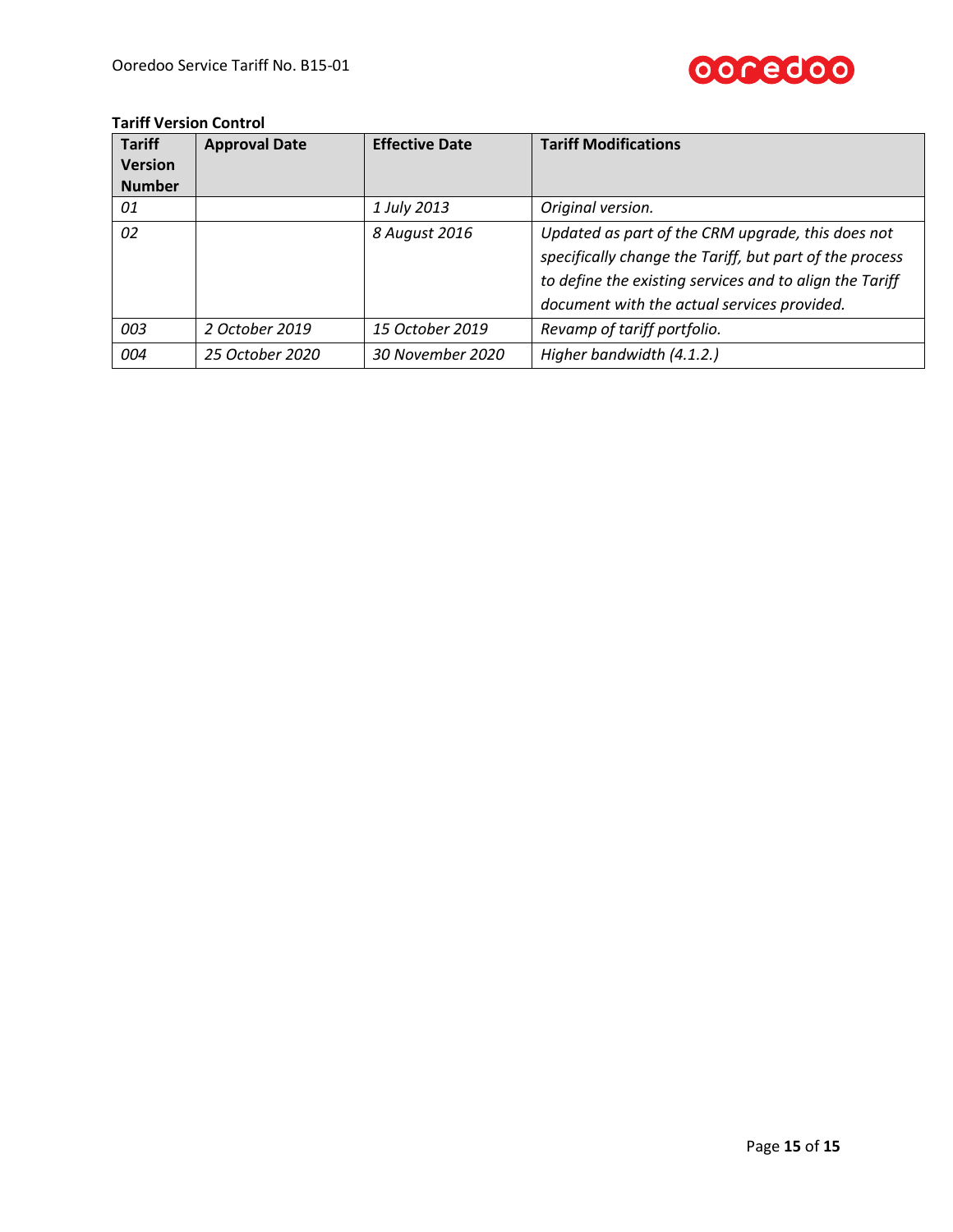**Tariff Version Control**

| **Tariff Version Number** | **Approval Date** | **Effective Date** | **Tariff Modifications** |
|---|---|---|---|
| *01* | | *1 July 2013* | *Original version.* |
| *02* | | *8 August 2016* | *Updated as part of the CRM upgrade, this does not specifically change the Tariff, but part of the process to define the existing services and to align the Tariff document with the actual services provided.* |
| *003* | *2 October 2019* | *15 October 2019* | *Revamp of tariff portfolio.* |
| *004* | *25 October 2020* | *30 November 2020* | *Higher bandwidth (4.1.2.)* |